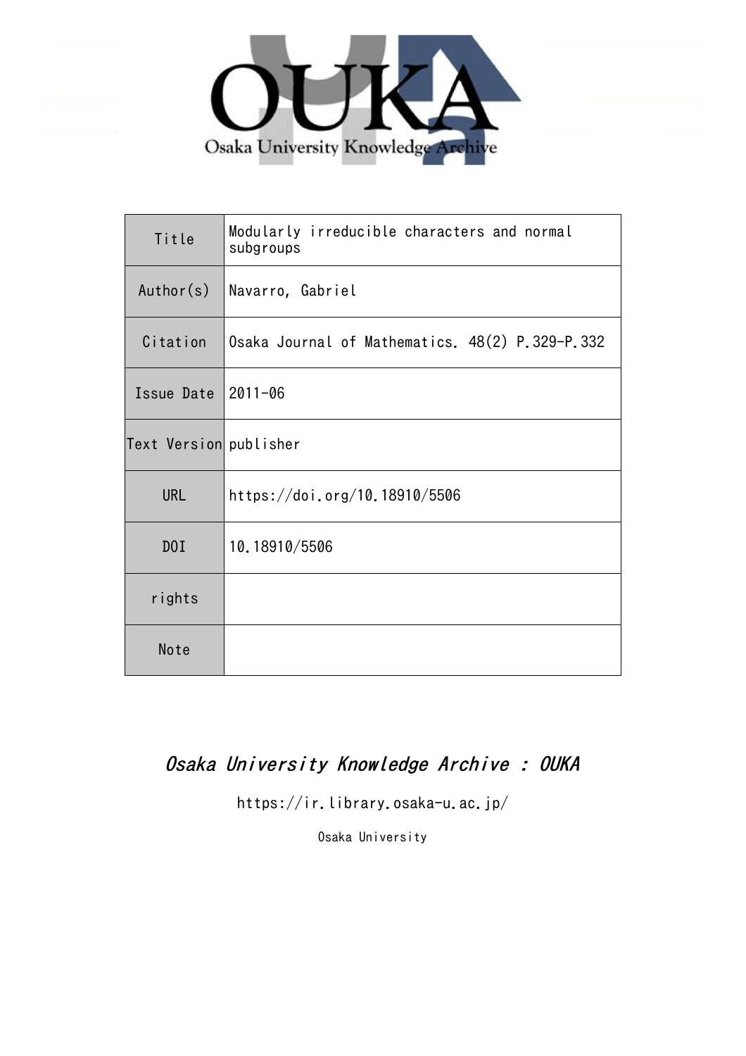| Title | Modularly irreducible characters and normal subgroups |
| --- | --- |
| Author(s) | Navarro, Gabriel |
| Citation | Osaka Journal of Mathematics. 48(2) P.329-P.332 |
| Issue Date | 2011-06 |
| Text Version | publisher |
| URL | https://doi.org/10.18910/5506 |
| DOI | 10.18910/5506 |
| rights | |
| Note | |

*Osaka University Knowledge Archive : OUKA*

https://ir.library.osaka-u.ac.jp/

Osaka University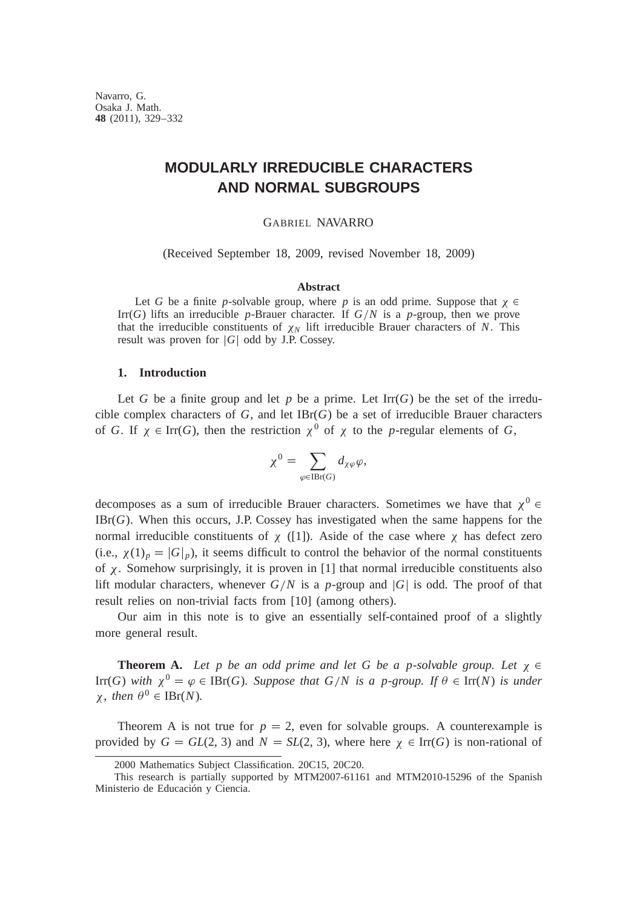Navarro, G.
Osaka J. Math.
**48** (2011), 329–332

# MODULARLY IRREDUCIBLE CHARACTERS AND NORMAL SUBGROUPS

GABRIEL NAVARRO

(Received September 18, 2009, revised November 18, 2009)

### Abstract

Let $G$ be a finite $p$-solvable group, where $p$ is an odd prime. Suppose that $\chi \in \mathrm{Irr}(G)$ lifts an irreducible $p$-Brauer character. If $G/N$ is a $p$-group, then we prove that the irreducible constituents of $\chi_N$ lift irreducible Brauer characters of $N$. This result was proven for $|G|$ odd by J.P. Cossey.

## 1. Introduction

Let $G$ be a finite group and let $p$ be a prime. Let $\mathrm{Irr}(G)$ be the set of the irreducible complex characters of $G$, and let $\mathrm{IBr}(G)$ be a set of irreducible Brauer characters of $G$. If $\chi \in \mathrm{Irr}(G)$, then the restriction $\chi^0$ of $\chi$ to the $p$-regular elements of $G$,

$$\chi^0 = \sum_{\varphi \in \mathrm{IBr}(G)} d_{\chi\varphi}\varphi,$$

decomposes as a sum of irreducible Brauer characters. Sometimes we have that $\chi^0 \in \mathrm{IBr}(G)$. When this occurs, J.P. Cossey has investigated when the same happens for the normal irreducible constituents of $\chi$ ([1]). Aside of the case where $\chi$ has defect zero (i.e., $\chi(1)_p = |G|_p$), it seems difficult to control the behavior of the normal constituents of $\chi$. Somehow surprisingly, it is proven in [1] that normal irreducible constituents also lift modular characters, whenever $G/N$ is a $p$-group and $|G|$ is odd. The proof of that result relies on non-trivial facts from [10] (among others).

Our aim in this note is to give an essentially self-contained proof of a slightly more general result.

**Theorem A.** *Let $p$ be an odd prime and let $G$ be a $p$-solvable group. Let $\chi \in \mathrm{Irr}(G)$ with $\chi^0 = \varphi \in \mathrm{IBr}(G)$. Suppose that $G/N$ is a $p$-group. If $\theta \in \mathrm{Irr}(N)$ is under $\chi$, then $\theta^0 \in \mathrm{IBr}(N)$.*

Theorem A is not true for $p = 2$, even for solvable groups. A counterexample is provided by $G = GL(2, 3)$ and $N = SL(2, 3)$, where here $\chi \in \mathrm{Irr}(G)$ is non-rational of

2000 Mathematics Subject Classification. 20C15, 20C20.

This research is partially supported by MTM2007-61161 and MTM2010-15296 of the Spanish Ministerio de Educación y Ciencia.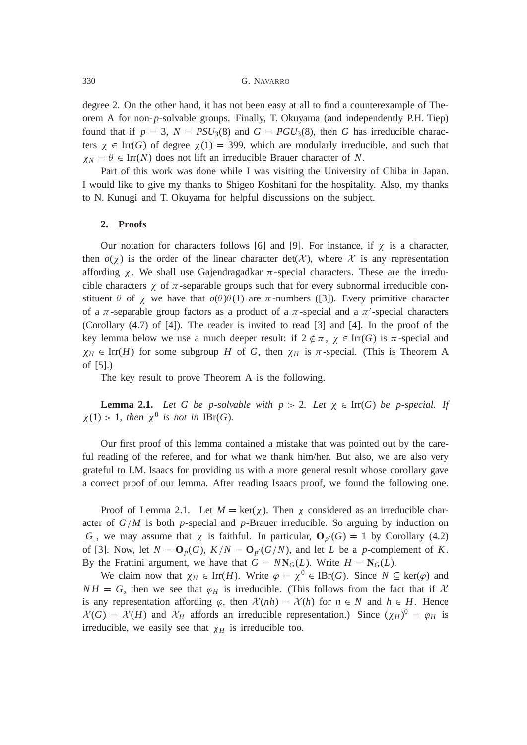degree 2. On the other hand, it has not been easy at all to find a counterexample of Theorem A for non-$p$-solvable groups. Finally, T. Okuyama (and independently P.H. Tiep) found that if $p = 3$, $N = PSU_3(8)$ and $G = PGU_3(8)$, then $G$ has irreducible characters $\chi \in \mathrm{Irr}(G)$ of degree $\chi(1) = 399$, which are modularly irreducible, and such that $\chi_N = \theta \in \mathrm{Irr}(N)$ does not lift an irreducible Brauer character of $N$.

Part of this work was done while I was visiting the University of Chiba in Japan. I would like to give my thanks to Shigeo Koshitani for the hospitality. Also, my thanks to N. Kunugi and T. Okuyama for helpful discussions on the subject.

## 2. Proofs

Our notation for characters follows [6] and [9]. For instance, if $\chi$ is a character, then $o(\chi)$ is the order of the linear character $\det(\mathcal{X})$, where $\mathcal{X}$ is any representation affording $\chi$. We shall use Gajendragadkar $\pi$-special characters. These are the irreducible characters $\chi$ of $\pi$-separable groups such that for every subnormal irreducible constituent $\theta$ of $\chi$ we have that $o(\theta)\theta(1)$ are $\pi$-numbers ([3]). Every primitive character of a $\pi$-separable group factors as a product of a $\pi$-special and a $\pi'$-special characters (Corollary (4.7) of [4]). The reader is invited to read [3] and [4]. In the proof of the key lemma below we use a much deeper result: if $2 \notin \pi$, $\chi \in \mathrm{Irr}(G)$ is $\pi$-special and $\chi_H \in \mathrm{Irr}(H)$ for some subgroup $H$ of $G$, then $\chi_H$ is $\pi$-special. (This is Theorem A of [5].)

The key result to prove Theorem A is the following.

**Lemma 2.1.** *Let $G$ be $p$-solvable with $p > 2$. Let $\chi \in \mathrm{Irr}(G)$ be $p$-special. If $\chi(1) > 1$, then $\chi^0$ is not in $\mathrm{IBr}(G)$.*

Our first proof of this lemma contained a mistake that was pointed out by the careful reading of the referee, and for what we thank him/her. But also, we are also very grateful to I.M. Isaacs for providing us with a more general result whose corollary gave a correct proof of our lemma. After reading Isaacs proof, we found the following one.

Proof of Lemma 2.1. Let $M = \ker(\chi)$. Then $\chi$ considered as an irreducible character of $G/M$ is both $p$-special and $p$-Brauer irreducible. So arguing by induction on $|G|$, we may assume that $\chi$ is faithful. In particular, $\mathbf{O}_{p'}(G) = 1$ by Corollary (4.2) of [3]. Now, let $N = \mathbf{O}_p(G)$, $K/N = \mathbf{O}_{p'}(G/N)$, and let $L$ be a $p$-complement of $K$. By the Frattini argument, we have that $G = N\mathbf{N}_G(L)$. Write $H = \mathbf{N}_G(L)$.

We claim now that $\chi_H \in \mathrm{Irr}(H)$. Write $\varphi = \chi^0 \in \mathrm{IBr}(G)$. Since $N \subseteq \ker(\varphi)$ and $NH = G$, then we see that $\varphi_H$ is irreducible. (This follows from the fact that if $\mathcal{X}$ is any representation affording $\varphi$, then $\mathcal{X}(nh) = \mathcal{X}(h)$ for $n \in N$ and $h \in H$. Hence $\mathcal{X}(G) = \mathcal{X}(H)$ and $\mathcal{X}_H$ affords an irreducible representation.) Since $(\chi_H)^0 = \varphi_H$ is irreducible, we easily see that $\chi_H$ is irreducible too.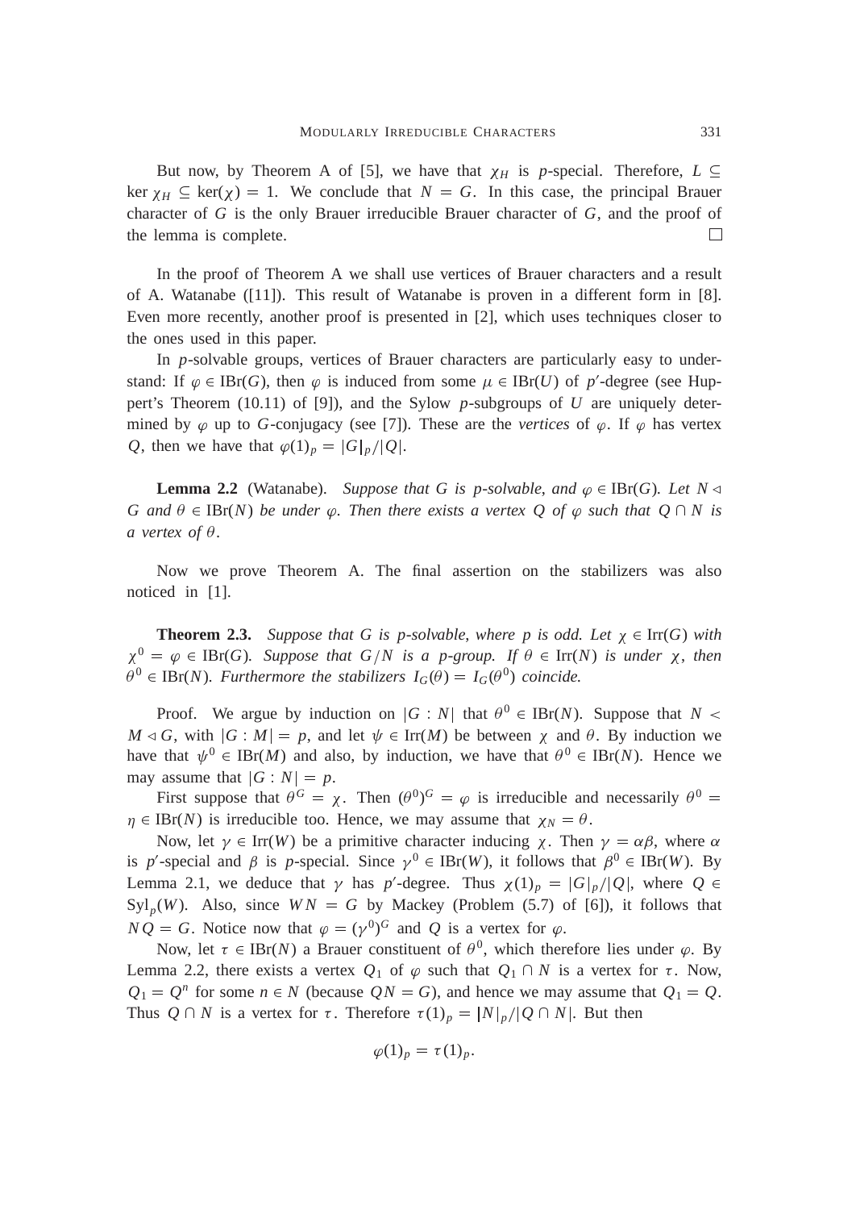But now, by Theorem A of [5], we have that $\chi_H$ is $p$-special. Therefore, $L \subseteq \ker \chi_H \subseteq \ker(\chi) = 1$. We conclude that $N = G$. In this case, the principal Brauer character of $G$ is the only Brauer irreducible Brauer character of $G$, and the proof of the lemma is complete. □

In the proof of Theorem A we shall use vertices of Brauer characters and a result of A. Watanabe ([11]). This result of Watanabe is proven in a different form in [8]. Even more recently, another proof is presented in [2], which uses techniques closer to the ones used in this paper.

In $p$-solvable groups, vertices of Brauer characters are particularly easy to understand: If $\varphi \in \mathrm{IBr}(G)$, then $\varphi$ is induced from some $\mu \in \mathrm{IBr}(U)$ of $p'$-degree (see Huppert's Theorem (10.11) of [9]), and the Sylow $p$-subgroups of $U$ are uniquely determined by $\varphi$ up to $G$-conjugacy (see [7]). These are the *vertices* of $\varphi$. If $\varphi$ has vertex $Q$, then we have that $\varphi(1)_p = |G|_p/|Q|$.

**Lemma 2.2** (Watanabe). *Suppose that $G$ is $p$-solvable, and $\varphi \in \mathrm{IBr}(G)$. Let $N \lhd G$ and $\theta \in \mathrm{IBr}(N)$ be under $\varphi$. Then there exists a vertex $Q$ of $\varphi$ such that $Q \cap N$ is a vertex of $\theta$.*

Now we prove Theorem A. The final assertion on the stabilizers was also noticed in [1].

**Theorem 2.3.** *Suppose that $G$ is $p$-solvable, where $p$ is odd. Let $\chi \in \mathrm{Irr}(G)$ with $\chi^0 = \varphi \in \mathrm{IBr}(G)$. Suppose that $G/N$ is a $p$-group. If $\theta \in \mathrm{Irr}(N)$ is under $\chi$, then $\theta^0 \in \mathrm{IBr}(N)$. Furthermore the stabilizers $I_G(\theta) = I_G(\theta^0)$ coincide.*

*Proof.* We argue by induction on $|G : N|$ that $\theta^0 \in \mathrm{IBr}(N)$. Suppose that $N < M \lhd G$, with $|G : M| = p$, and let $\psi \in \mathrm{Irr}(M)$ be between $\chi$ and $\theta$. By induction we have that $\psi^0 \in \mathrm{IBr}(M)$ and also, by induction, we have that $\theta^0 \in \mathrm{IBr}(N)$. Hence we may assume that $|G : N| = p$.

First suppose that $\theta^G = \chi$. Then $(\theta^0)^G = \varphi$ is irreducible and necessarily $\theta^0 = \eta \in \mathrm{IBr}(N)$ is irreducible too. Hence, we may assume that $\chi_N = \theta$.

Now, let $\gamma \in \mathrm{Irr}(W)$ be a primitive character inducing $\chi$. Then $\gamma = \alpha\beta$, where $\alpha$ is $p'$-special and $\beta$ is $p$-special. Since $\gamma^0 \in \mathrm{IBr}(W)$, it follows that $\beta^0 \in \mathrm{IBr}(W)$. By Lemma 2.1, we deduce that $\gamma$ has $p'$-degree. Thus $\chi(1)_p = |G|_p/|Q|$, where $Q \in \mathrm{Syl}_p(W)$. Also, since $WN = G$ by Mackey (Problem (5.7) of [6]), it follows that $NQ = G$. Notice now that $\varphi = (\gamma^0)^G$ and $Q$ is a vertex for $\varphi$.

Now, let $\tau \in \mathrm{IBr}(N)$ a Brauer constituent of $\theta^0$, which therefore lies under $\varphi$. By Lemma 2.2, there exists a vertex $Q_1$ of $\varphi$ such that $Q_1 \cap N$ is a vertex for $\tau$. Now, $Q_1 = Q^n$ for some $n \in N$ (because $QN = G$), and hence we may assume that $Q_1 = Q$. Thus $Q \cap N$ is a vertex for $\tau$. Therefore $\tau(1)_p = |N|_p/|Q \cap N|$. But then

$$\varphi(1)_p = \tau(1)_p.$$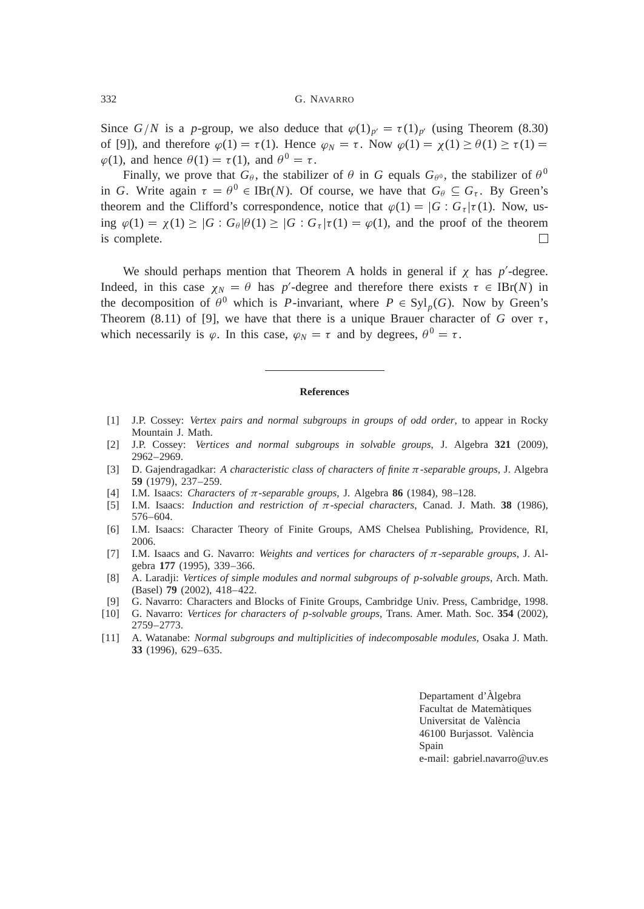Since $G/N$ is a $p$-group, we also deduce that $\varphi(1)_{p'} = \tau(1)_{p'}$ (using Theorem (8.30) of [9]), and therefore $\varphi(1) = \tau(1)$. Hence $\varphi_N = \tau$. Now $\varphi(1) = \chi(1) \geq \theta(1) \geq \tau(1) = \varphi(1)$, and hence $\theta(1) = \tau(1)$, and $\theta^0 = \tau$.

Finally, we prove that $G_\theta$, the stabilizer of $\theta$ in $G$ equals $G_{\theta^0}$, the stabilizer of $\theta^0$ in $G$. Write again $\tau = \theta^0 \in \mathrm{IBr}(N)$. Of course, we have that $G_\theta \subseteq G_\tau$. By Green's theorem and the Clifford's correspondence, notice that $\varphi(1) = |G : G_\tau|\tau(1)$. Now, using $\varphi(1) = \chi(1) \geq |G : G_\theta|\theta(1) \geq |G : G_\tau|\tau(1) = \varphi(1)$, and the proof of the theorem is complete. □

We should perhaps mention that Theorem A holds in general if $\chi$ has $p'$-degree. Indeed, in this case $\chi_N = \theta$ has $p'$-degree and therefore there exists $\tau \in \mathrm{IBr}(N)$ in the decomposition of $\theta^0$ which is $P$-invariant, where $P \in \mathrm{Syl}_p(G)$. Now by Green's Theorem (8.11) of [9], we have that there is a unique Brauer character of $G$ over $\tau$, which necessarily is $\varphi$. In this case, $\varphi_N = \tau$ and by degrees, $\theta^0 = \tau$.

## References

[1] J.P. Cossey: *Vertex pairs and normal subgroups in groups of odd order*, to appear in Rocky Mountain J. Math.

[2] J.P. Cossey: *Vertices and normal subgroups in solvable groups*, J. Algebra **321** (2009), 2962–2969.

[3] D. Gajendragadkar: *A characteristic class of characters of finite $\pi$-separable groups*, J. Algebra **59** (1979), 237–259.

[4] I.M. Isaacs: *Characters of $\pi$-separable groups*, J. Algebra **86** (1984), 98–128.

[5] I.M. Isaacs: *Induction and restriction of $\pi$-special characters*, Canad. J. Math. **38** (1986), 576–604.

[6] I.M. Isaacs: Character Theory of Finite Groups, AMS Chelsea Publishing, Providence, RI, 2006.

[7] I.M. Isaacs and G. Navarro: *Weights and vertices for characters of $\pi$-separable groups*, J. Algebra **177** (1995), 339–366.

[8] A. Laradji: *Vertices of simple modules and normal subgroups of p-solvable groups*, Arch. Math. (Basel) **79** (2002), 418–422.

[9] G. Navarro: Characters and Blocks of Finite Groups, Cambridge Univ. Press, Cambridge, 1998.

[10] G. Navarro: *Vertices for characters of p-solvable groups*, Trans. Amer. Math. Soc. **354** (2002), 2759–2773.

[11] A. Watanabe: *Normal subgroups and multiplicities of indecomposable modules*, Osaka J. Math. **33** (1996), 629–635.

Departament d'Àlgebra
Facultat de Matemàtiques
Universitat de València
46100 Burjassot. València
Spain
e-mail: gabriel.navarro@uv.es